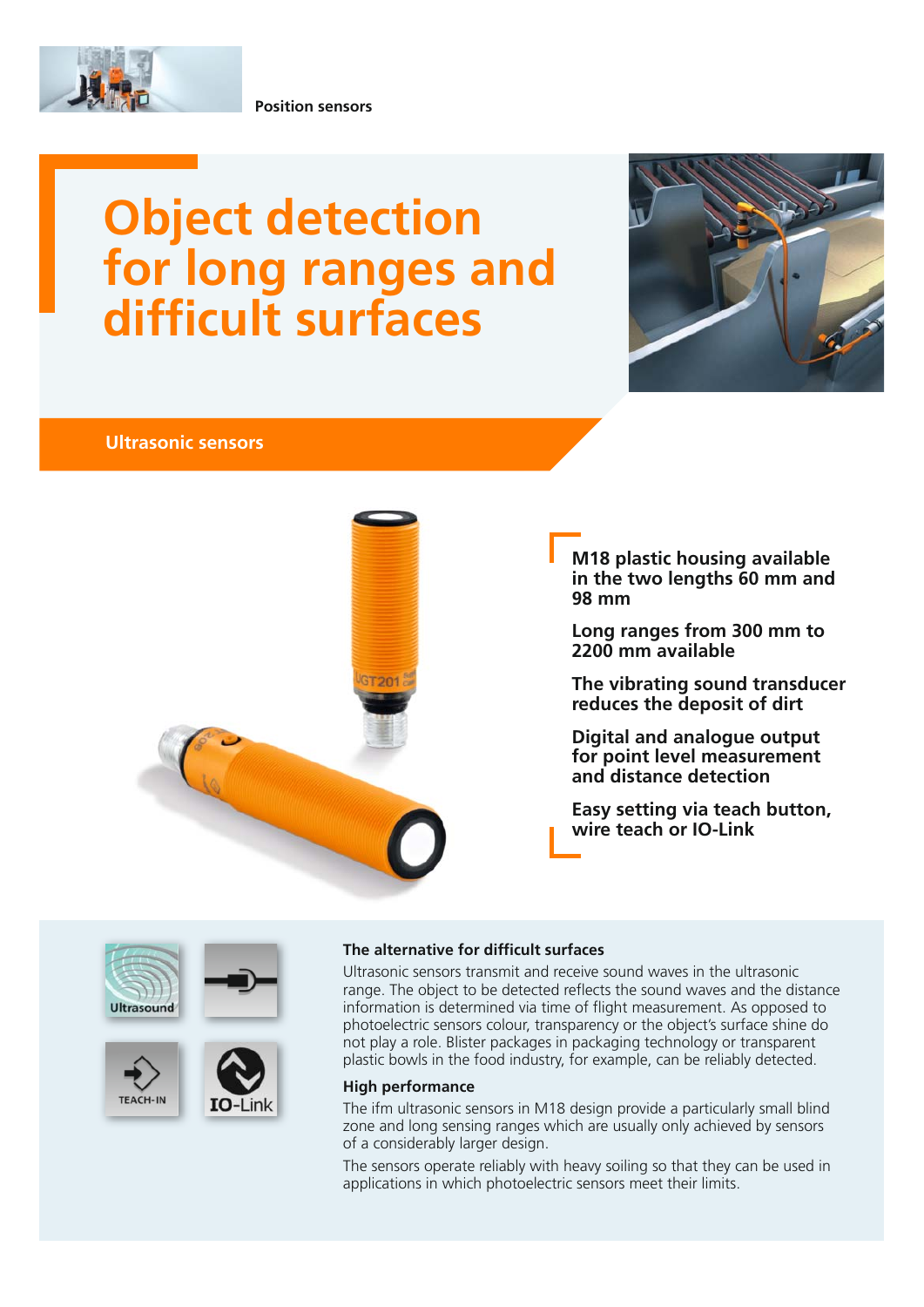Position sensors

# Object detection for long ranges and difficult surfaces

## Ultrasonic sensors

- **M18 plastic housing available in the two lengths 60 mm and 98 mm**
- **Long ranges from 300 mm to 2200 mm available**
- **The vibrating sound transducer reduces the deposit of dirt**
- **Digital and analogue output for point level measurement and distance detection**
- **Easy setting via teach button, wire teach or IO-Link**

Ultrasound

TEACH-IN

IO-Link

### The alternative for difficult surfaces

Ultrasonic sensors transmit and receive sound waves in the ultrasonic range. The object to be detected reflects the sound waves and the distance information is determined via time of flight measurement. As opposed to photoelectric sensors colour, transparency or the object's surface shine do not play a role. Blister packages in packaging technology or transparent plastic bowls in the food industry, for example, can be reliably detected.

### High performance

The ifm ultrasonic sensors in M18 design provide a particularly small blind zone and long sensing ranges which are usually only achieved by sensors of a considerably larger design.

The sensors operate reliably with heavy soiling so that they can be used in applications in which photoelectric sensors meet their limits.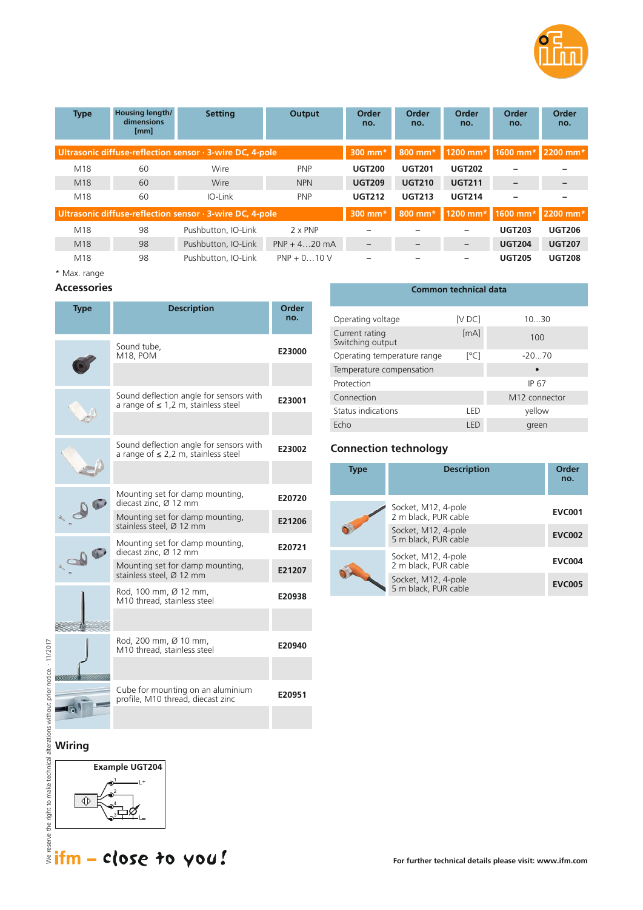| Type | Housing length/ dimensions [mm] | Setting | Output | Order no. | Order no. | Order no. | Order no. | Order no. |
|---|---|---|---|---|---|---|---|---|
| **Ultrasonic diffuse-reflection sensor · 3-wire DC, 4-pole** | | | | 300 mm* | 800 mm* | 1200 mm* | 1600 mm* | 2200 mm* |
| M18 | 60 | Wire | PNP | **UGT200** | **UGT201** | **UGT202** | – | – |
| M18 | 60 | Wire | NPN | **UGT209** | **UGT210** | **UGT211** | – | – |
| M18 | 60 | IO-Link | PNP | **UGT212** | **UGT213** | **UGT214** | – | – |
| **Ultrasonic diffuse-reflection sensor · 3-wire DC, 4-pole** | | | | 300 mm* | 800 mm* | 1200 mm* | 1600 mm* | 2200 mm* |
| M18 | 98 | Pushbutton, IO-Link | 2 x PNP | – | – | – | **UGT203** | **UGT206** |
| M18 | 98 | Pushbutton, IO-Link | PNP + 4…20 mA | – | – | – | **UGT204** | **UGT207** |
| M18 | 98 | Pushbutton, IO-Link | PNP + 0…10 V | – | – | – | **UGT205** | **UGT208** |

* Max. range

## Accessories

| Type | Description | Order no. |
|---|---|---|
| | Sound tube, M18, POM | **E23000** |
| | Sound deflection angle for sensors with a range of ≤ 1,2 m, stainless steel | **E23001** |
| | Sound deflection angle for sensors with a range of ≤ 2,2 m, stainless steel | **E23002** |
| | Mounting set for clamp mounting, diecast zinc, Ø 12 mm | **E20720** |
| | Mounting set for clamp mounting, stainless steel, Ø 12 mm | **E21206** |
| | Mounting set for clamp mounting, diecast zinc, Ø 12 mm | **E20721** |
| | Mounting set for clamp mounting, stainless steel, Ø 12 mm | **E21207** |
| | Rod, 100 mm, Ø 12 mm, M10 thread, stainless steel | **E20938** |
| | Rod, 200 mm, Ø 10 mm, M10 thread, stainless steel | **E20940** |
| | Cube for mounting on an aluminium profile, M10 thread, diecast zinc | **E20951** |

## Common technical data

| | | |
|---|---|---|
| Operating voltage | [V DC] | 10…30 |
| Current rating Switching output | [mA] | 100 |
| Operating temperature range | [°C] | -20…70 |
| Temperature compensation | | • |
| Protection | | IP 67 |
| Connection | | M12 connector |
| Status indications | LED | yellow |
| Echo | LED | green |

## Connection technology

| Type | Description | Order no. |
|---|---|---|
| | Socket, M12, 4-pole 2 m black, PUR cable | **EVC001** |
| | Socket, M12, 4-pole 5 m black, PUR cable | **EVC002** |
| | Socket, M12, 4-pole 2 m black, PUR cable | **EVC004** |
| | Socket, M12, 4-pole 5 m black, PUR cable | **EVC005** |

## Wiring

**Example UGT204**

1 L+
2
4
3 L-

We reserve the right to make technical alterations without prior notice. · 11/2017

ifm – close to you!

For further technical details please visit: www.ifm.com